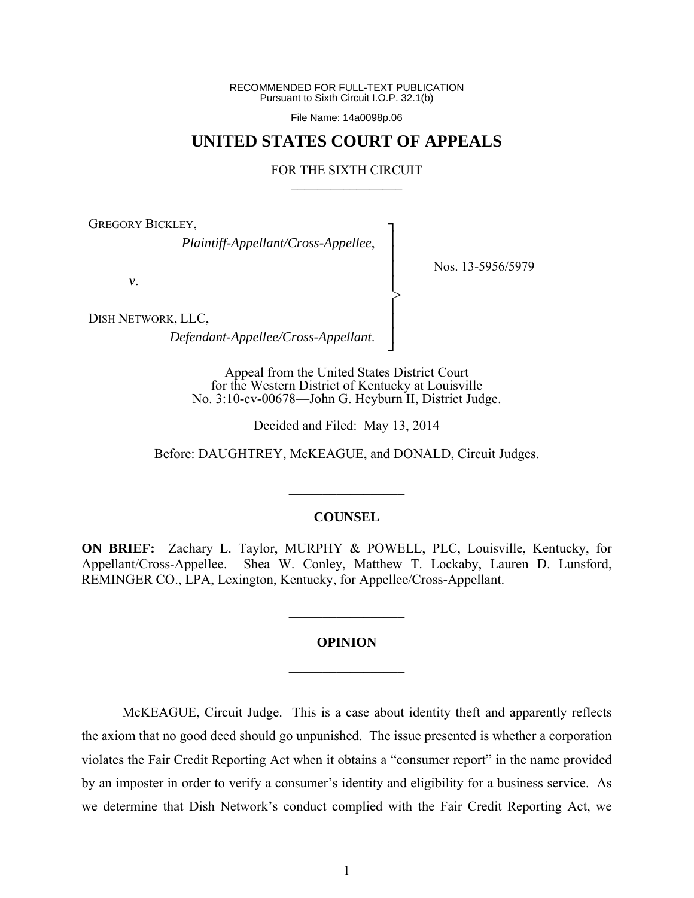RECOMMENDED FOR FULL-TEXT PUBLICATION
Pursuant to Sixth Circuit I.O.P. 32.1(b)

File Name: 14a0098p.06

# UNITED STATES COURT OF APPEALS

FOR THE SIXTH CIRCUIT

GREGORY BICKLEY,
*Plaintiff-Appellant/Cross-Appellee*,

*v*.

DISH NETWORK, LLC,
*Defendant-Appellee/Cross-Appellant*.

Nos. 13-5956/5979

Appeal from the United States District Court
for the Western District of Kentucky at Louisville
No. 3:10-cv-00678—John G. Heyburn II, District Judge.

Decided and Filed: May 13, 2014

Before: DAUGHTREY, McKEAGUE, and DONALD, Circuit Judges.

## COUNSEL

**ON BRIEF:** Zachary L. Taylor, MURPHY & POWELL, PLC, Louisville, Kentucky, for Appellant/Cross-Appellee. Shea W. Conley, Matthew T. Lockaby, Lauren D. Lunsford, REMINGER CO., LPA, Lexington, Kentucky, for Appellee/Cross-Appellant.

## OPINION

McKEAGUE, Circuit Judge. This is a case about identity theft and apparently reflects the axiom that no good deed should go unpunished. The issue presented is whether a corporation violates the Fair Credit Reporting Act when it obtains a "consumer report" in the name provided by an imposter in order to verify a consumer's identity and eligibility for a business service. As we determine that Dish Network's conduct complied with the Fair Credit Reporting Act, we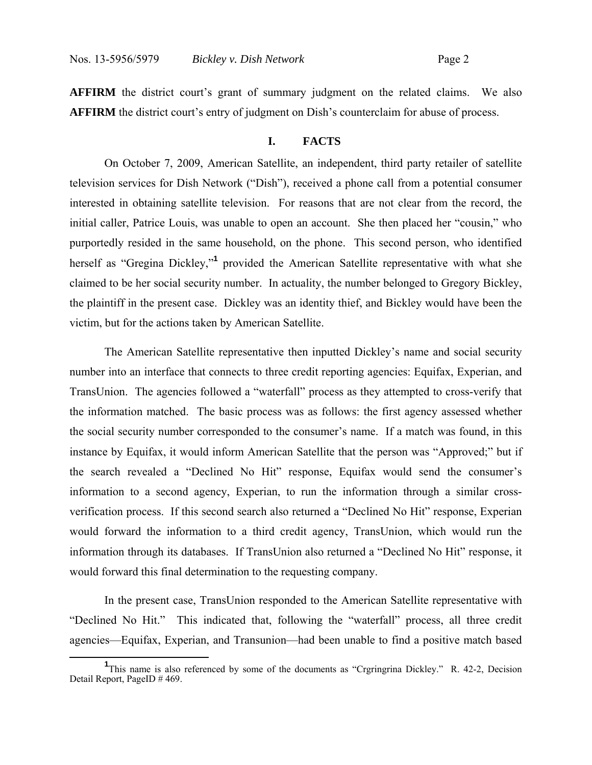**AFFIRM** the district court's grant of summary judgment on the related claims. We also **AFFIRM** the district court's entry of judgment on Dish's counterclaim for abuse of process.

## I. FACTS

On October 7, 2009, American Satellite, an independent, third party retailer of satellite television services for Dish Network ("Dish"), received a phone call from a potential consumer interested in obtaining satellite television. For reasons that are not clear from the record, the initial caller, Patrice Louis, was unable to open an account. She then placed her "cousin," who purportedly resided in the same household, on the phone. This second person, who identified herself as "Gregina Dickley,"[1] provided the American Satellite representative with what she claimed to be her social security number. In actuality, the number belonged to Gregory Bickley, the plaintiff in the present case. Dickley was an identity thief, and Bickley would have been the victim, but for the actions taken by American Satellite.

The American Satellite representative then inputted Dickley's name and social security number into an interface that connects to three credit reporting agencies: Equifax, Experian, and TransUnion. The agencies followed a "waterfall" process as they attempted to cross-verify that the information matched. The basic process was as follows: the first agency assessed whether the social security number corresponded to the consumer's name. If a match was found, in this instance by Equifax, it would inform American Satellite that the person was "Approved;" but if the search revealed a "Declined No Hit" response, Equifax would send the consumer's information to a second agency, Experian, to run the information through a similar cross-verification process. If this second search also returned a "Declined No Hit" response, Experian would forward the information to a third credit agency, TransUnion, which would run the information through its databases. If TransUnion also returned a "Declined No Hit" response, it would forward this final determination to the requesting company.

In the present case, TransUnion responded to the American Satellite representative with "Declined No Hit." This indicated that, following the "waterfall" process, all three credit agencies—Equifax, Experian, and Transunion—had been unable to find a positive match based

[1] This name is also referenced by some of the documents as "Crgringrina Dickley." R. 42-2, Decision Detail Report, PageID # 469.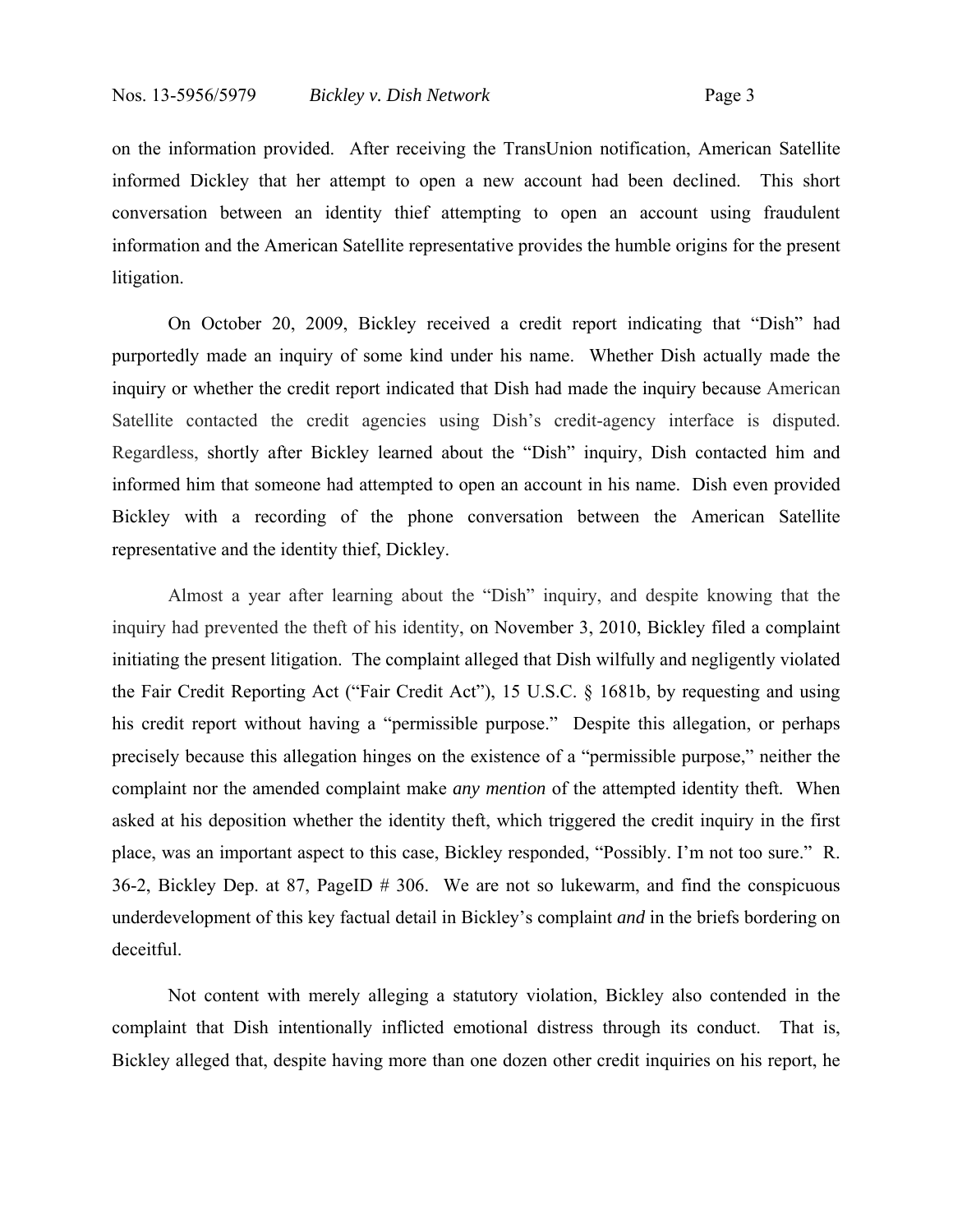on the information provided. After receiving the TransUnion notification, American Satellite informed Dickley that her attempt to open a new account had been declined. This short conversation between an identity thief attempting to open an account using fraudulent information and the American Satellite representative provides the humble origins for the present litigation.

On October 20, 2009, Bickley received a credit report indicating that "Dish" had purportedly made an inquiry of some kind under his name. Whether Dish actually made the inquiry or whether the credit report indicated that Dish had made the inquiry because American Satellite contacted the credit agencies using Dish's credit-agency interface is disputed. Regardless, shortly after Bickley learned about the "Dish" inquiry, Dish contacted him and informed him that someone had attempted to open an account in his name. Dish even provided Bickley with a recording of the phone conversation between the American Satellite representative and the identity thief, Dickley.

Almost a year after learning about the "Dish" inquiry, and despite knowing that the inquiry had prevented the theft of his identity, on November 3, 2010, Bickley filed a complaint initiating the present litigation. The complaint alleged that Dish wilfully and negligently violated the Fair Credit Reporting Act ("Fair Credit Act"), 15 U.S.C. § 1681b, by requesting and using his credit report without having a "permissible purpose." Despite this allegation, or perhaps precisely because this allegation hinges on the existence of a "permissible purpose," neither the complaint nor the amended complaint make *any mention* of the attempted identity theft. When asked at his deposition whether the identity theft, which triggered the credit inquiry in the first place, was an important aspect to this case, Bickley responded, "Possibly. I'm not too sure." R. 36-2, Bickley Dep. at 87, PageID # 306. We are not so lukewarm, and find the conspicuous underdevelopment of this key factual detail in Bickley's complaint *and* in the briefs bordering on deceitful.

Not content with merely alleging a statutory violation, Bickley also contended in the complaint that Dish intentionally inflicted emotional distress through its conduct. That is, Bickley alleged that, despite having more than one dozen other credit inquiries on his report, he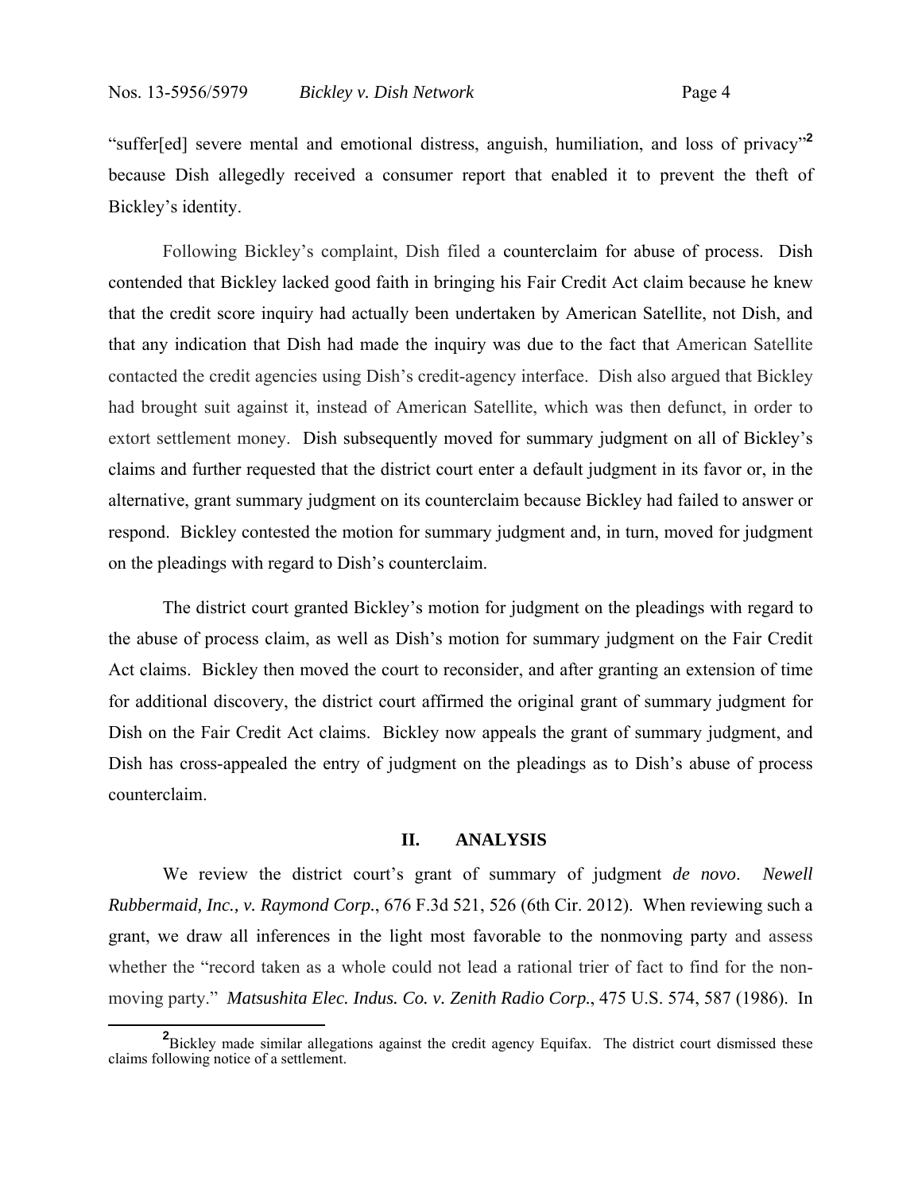"suffer[ed] severe mental and emotional distress, anguish, humiliation, and loss of privacy"[2] because Dish allegedly received a consumer report that enabled it to prevent the theft of Bickley's identity.

Following Bickley's complaint, Dish filed a counterclaim for abuse of process. Dish contended that Bickley lacked good faith in bringing his Fair Credit Act claim because he knew that the credit score inquiry had actually been undertaken by American Satellite, not Dish, and that any indication that Dish had made the inquiry was due to the fact that American Satellite contacted the credit agencies using Dish's credit-agency interface. Dish also argued that Bickley had brought suit against it, instead of American Satellite, which was then defunct, in order to extort settlement money. Dish subsequently moved for summary judgment on all of Bickley's claims and further requested that the district court enter a default judgment in its favor or, in the alternative, grant summary judgment on its counterclaim because Bickley had failed to answer or respond. Bickley contested the motion for summary judgment and, in turn, moved for judgment on the pleadings with regard to Dish's counterclaim.

The district court granted Bickley's motion for judgment on the pleadings with regard to the abuse of process claim, as well as Dish's motion for summary judgment on the Fair Credit Act claims. Bickley then moved the court to reconsider, and after granting an extension of time for additional discovery, the district court affirmed the original grant of summary judgment for Dish on the Fair Credit Act claims. Bickley now appeals the grant of summary judgment, and Dish has cross-appealed the entry of judgment on the pleadings as to Dish's abuse of process counterclaim.

## II. ANALYSIS

We review the district court's grant of summary of judgment *de novo*. *Newell Rubbermaid, Inc., v. Raymond Corp.*, 676 F.3d 521, 526 (6th Cir. 2012). When reviewing such a grant, we draw all inferences in the light most favorable to the nonmoving party and assess whether the "record taken as a whole could not lead a rational trier of fact to find for the non-moving party." *Matsushita Elec. Indus. Co. v. Zenith Radio Corp.*, 475 U.S. 574, 587 (1986). In

---

[2] Bickley made similar allegations against the credit agency Equifax. The district court dismissed these claims following notice of a settlement.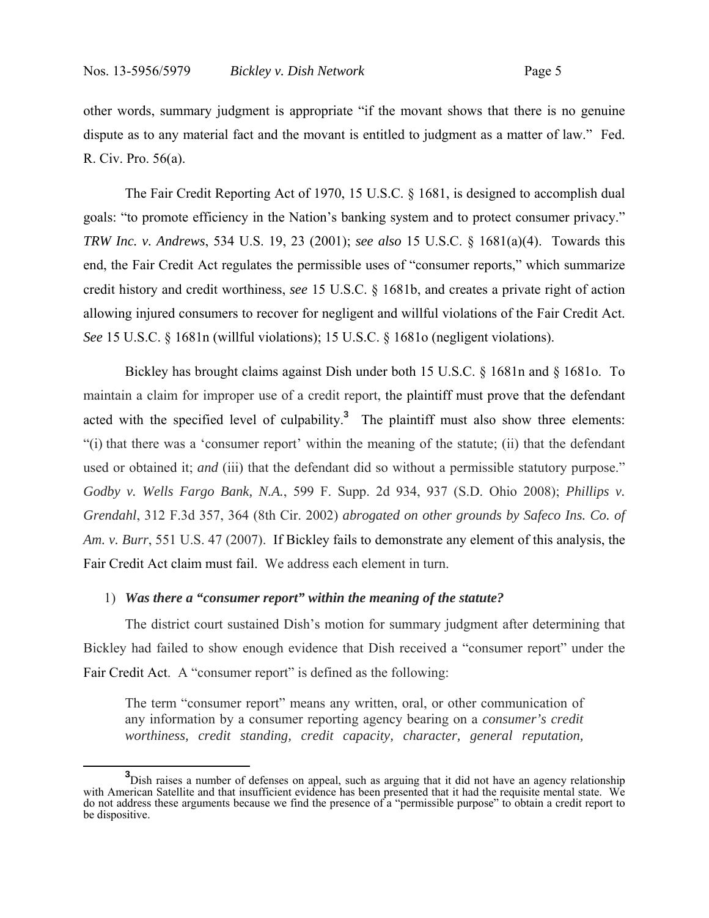other words, summary judgment is appropriate "if the movant shows that there is no genuine dispute as to any material fact and the movant is entitled to judgment as a matter of law." Fed. R. Civ. Pro. 56(a).

The Fair Credit Reporting Act of 1970, 15 U.S.C. § 1681, is designed to accomplish dual goals: "to promote efficiency in the Nation's banking system and to protect consumer privacy." *TRW Inc. v. Andrews*, 534 U.S. 19, 23 (2001); *see also* 15 U.S.C. § 1681(a)(4). Towards this end, the Fair Credit Act regulates the permissible uses of "consumer reports," which summarize credit history and credit worthiness, *see* 15 U.S.C. § 1681b, and creates a private right of action allowing injured consumers to recover for negligent and willful violations of the Fair Credit Act. *See* 15 U.S.C. § 1681n (willful violations); 15 U.S.C. § 1681o (negligent violations).

Bickley has brought claims against Dish under both 15 U.S.C. § 1681n and § 1681o. To maintain a claim for improper use of a credit report, the plaintiff must prove that the defendant acted with the specified level of culpability.[3] The plaintiff must also show three elements: "(i) that there was a 'consumer report' within the meaning of the statute; (ii) that the defendant used or obtained it; *and* (iii) that the defendant did so without a permissible statutory purpose." *Godby v. Wells Fargo Bank, N.A.*, 599 F. Supp. 2d 934, 937 (S.D. Ohio 2008); *Phillips v. Grendahl*, 312 F.3d 357, 364 (8th Cir. 2002) *abrogated on other grounds by Safeco Ins. Co. of Am. v. Burr*, 551 U.S. 47 (2007). If Bickley fails to demonstrate any element of this analysis, the Fair Credit Act claim must fail. We address each element in turn.

1) ***Was there a "consumer report" within the meaning of the statute?***

The district court sustained Dish's motion for summary judgment after determining that Bickley had failed to show enough evidence that Dish received a "consumer report" under the Fair Credit Act. A "consumer report" is defined as the following:

> The term "consumer report" means any written, oral, or other communication of any information by a consumer reporting agency bearing on a *consumer's credit worthiness, credit standing, credit capacity, character, general reputation,*

[3] Dish raises a number of defenses on appeal, such as arguing that it did not have an agency relationship with American Satellite and that insufficient evidence has been presented that it had the requisite mental state. We do not address these arguments because we find the presence of a "permissible purpose" to obtain a credit report to be dispositive.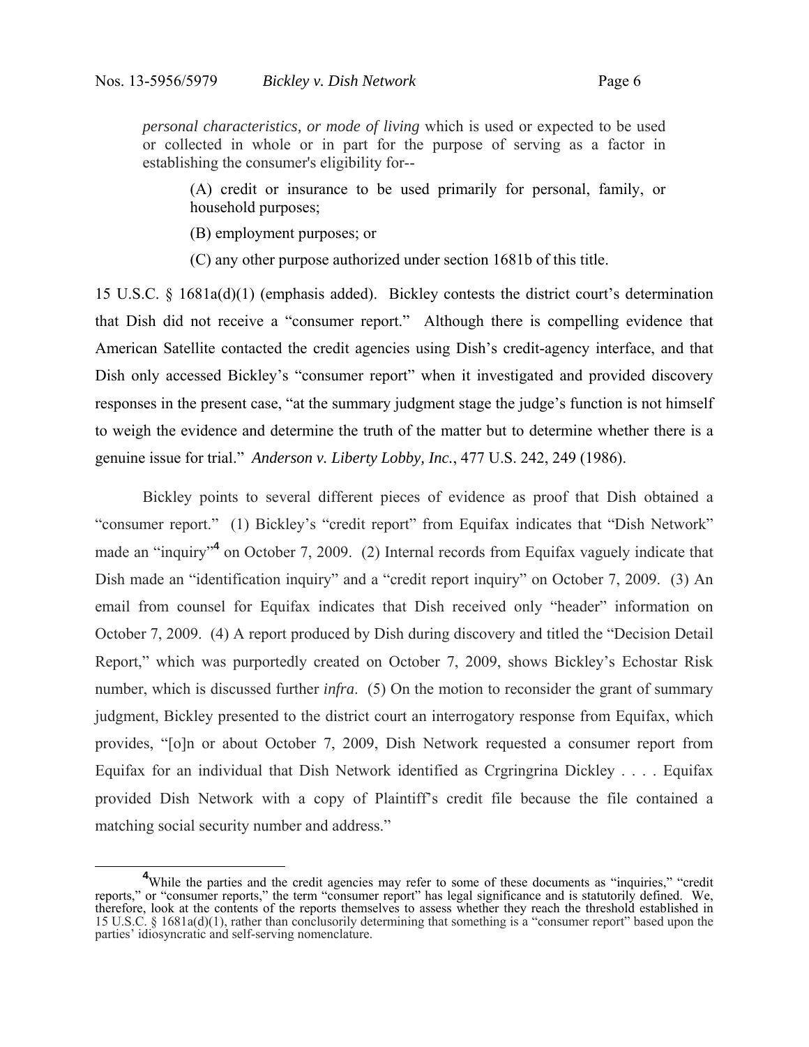> *personal characteristics, or mode of living* which is used or expected to be used or collected in whole or in part for the purpose of serving as a factor in establishing the consumer's eligibility for--
>
> > (A) credit or insurance to be used primarily for personal, family, or household purposes;
> >
> > (B) employment purposes; or
> >
> > (C) any other purpose authorized under section 1681b of this title.

15 U.S.C. § 1681a(d)(1) (emphasis added). Bickley contests the district court's determination that Dish did not receive a "consumer report." Although there is compelling evidence that American Satellite contacted the credit agencies using Dish's credit-agency interface, and that Dish only accessed Bickley's "consumer report" when it investigated and provided discovery responses in the present case, "at the summary judgment stage the judge's function is not himself to weigh the evidence and determine the truth of the matter but to determine whether there is a genuine issue for trial." *Anderson v. Liberty Lobby, Inc.*, 477 U.S. 242, 249 (1986).

Bickley points to several different pieces of evidence as proof that Dish obtained a "consumer report." (1) Bickley's "credit report" from Equifax indicates that "Dish Network" made an "inquiry"[4] on October 7, 2009. (2) Internal records from Equifax vaguely indicate that Dish made an "identification inquiry" and a "credit report inquiry" on October 7, 2009. (3) An email from counsel for Equifax indicates that Dish received only "header" information on October 7, 2009. (4) A report produced by Dish during discovery and titled the "Decision Detail Report," which was purportedly created on October 7, 2009, shows Bickley's Echostar Risk number, which is discussed further *infra*. (5) On the motion to reconsider the grant of summary judgment, Bickley presented to the district court an interrogatory response from Equifax, which provides, "[o]n or about October 7, 2009, Dish Network requested a consumer report from Equifax for an individual that Dish Network identified as Crgringrina Dickley . . . . Equifax provided Dish Network with a copy of Plaintiff's credit file because the file contained a matching social security number and address."

---

[4] While the parties and the credit agencies may refer to some of these documents as "inquiries," "credit reports," or "consumer reports," the term "consumer report" has legal significance and is statutorily defined. We, therefore, look at the contents of the reports themselves to assess whether they reach the threshold established in 15 U.S.C. § 1681a(d)(1), rather than conclusorily determining that something is a "consumer report" based upon the parties' idiosyncratic and self-serving nomenclature.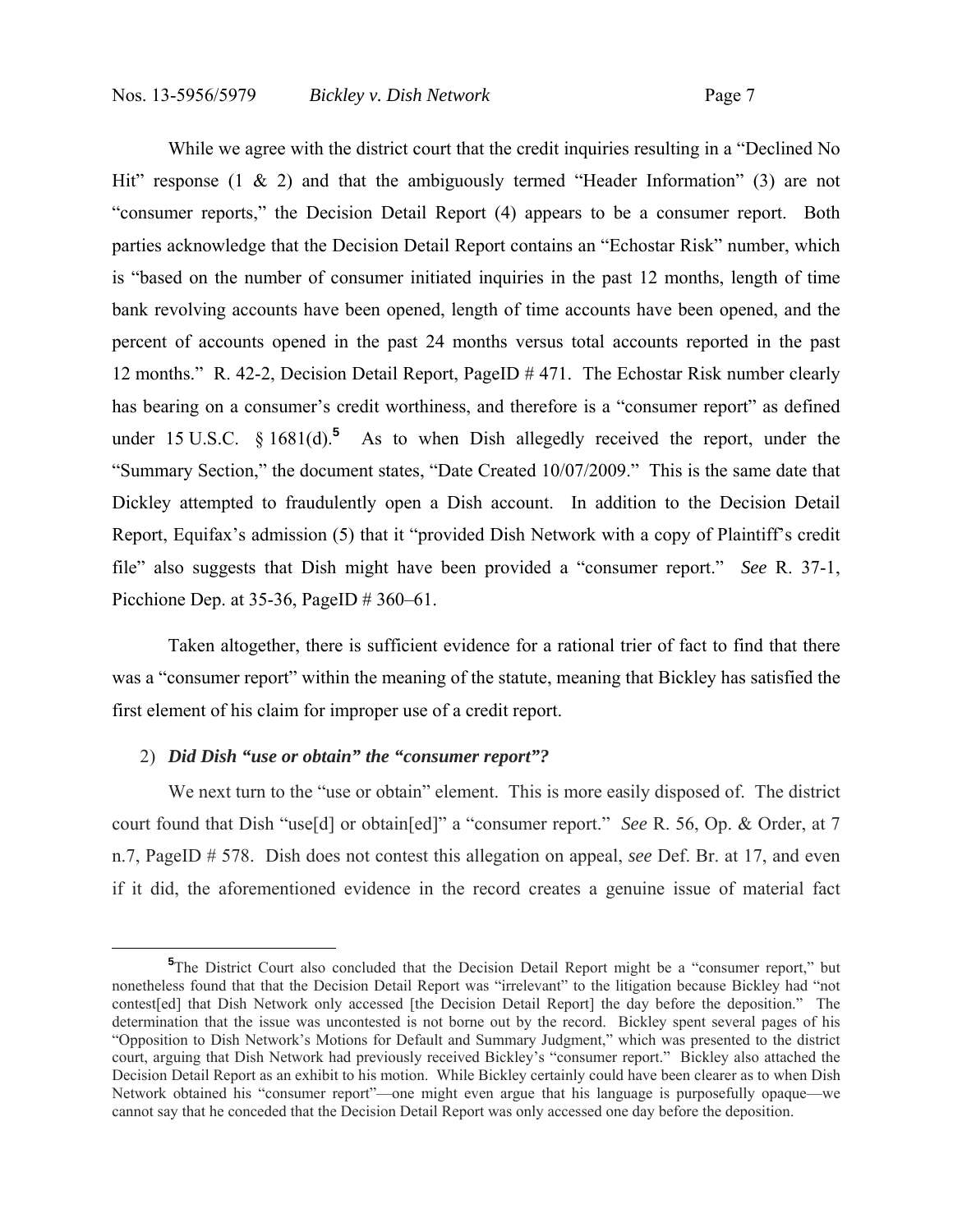While we agree with the district court that the credit inquiries resulting in a "Declined No Hit" response (1 & 2) and that the ambiguously termed "Header Information" (3) are not "consumer reports," the Decision Detail Report (4) appears to be a consumer report. Both parties acknowledge that the Decision Detail Report contains an "Echostar Risk" number, which is "based on the number of consumer initiated inquiries in the past 12 months, length of time bank revolving accounts have been opened, length of time accounts have been opened, and the percent of accounts opened in the past 24 months versus total accounts reported in the past 12 months." R. 42-2, Decision Detail Report, PageID # 471. The Echostar Risk number clearly has bearing on a consumer's credit worthiness, and therefore is a "consumer report" as defined under 15 U.S.C. § 1681(d).[5] As to when Dish allegedly received the report, under the "Summary Section," the document states, "Date Created 10/07/2009." This is the same date that Dickley attempted to fraudulently open a Dish account. In addition to the Decision Detail Report, Equifax's admission (5) that it "provided Dish Network with a copy of Plaintiff's credit file" also suggests that Dish might have been provided a "consumer report." *See* R. 37-1, Picchione Dep. at 35-36, PageID # 360–61.

Taken altogether, there is sufficient evidence for a rational trier of fact to find that there was a "consumer report" within the meaning of the statute, meaning that Bickley has satisfied the first element of his claim for improper use of a credit report.

2) ***Did Dish "use or obtain" the "consumer report"?***

We next turn to the "use or obtain" element. This is more easily disposed of. The district court found that Dish "use[d] or obtain[ed]" a "consumer report." *See* R. 56, Op. & Order, at 7 n.7, PageID # 578. Dish does not contest this allegation on appeal, *see* Def. Br. at 17, and even if it did, the aforementioned evidence in the record creates a genuine issue of material fact

---

[5]The District Court also concluded that the Decision Detail Report might be a "consumer report," but nonetheless found that that the Decision Detail Report was "irrelevant" to the litigation because Bickley had "not contest[ed] that Dish Network only accessed [the Decision Detail Report] the day before the deposition." The determination that the issue was uncontested is not borne out by the record. Bickley spent several pages of his "Opposition to Dish Network's Motions for Default and Summary Judgment," which was presented to the district court, arguing that Dish Network had previously received Bickley's "consumer report." Bickley also attached the Decision Detail Report as an exhibit to his motion. While Bickley certainly could have been clearer as to when Dish Network obtained his "consumer report"—one might even argue that his language is purposefully opaque—we cannot say that he conceded that the Decision Detail Report was only accessed one day before the deposition.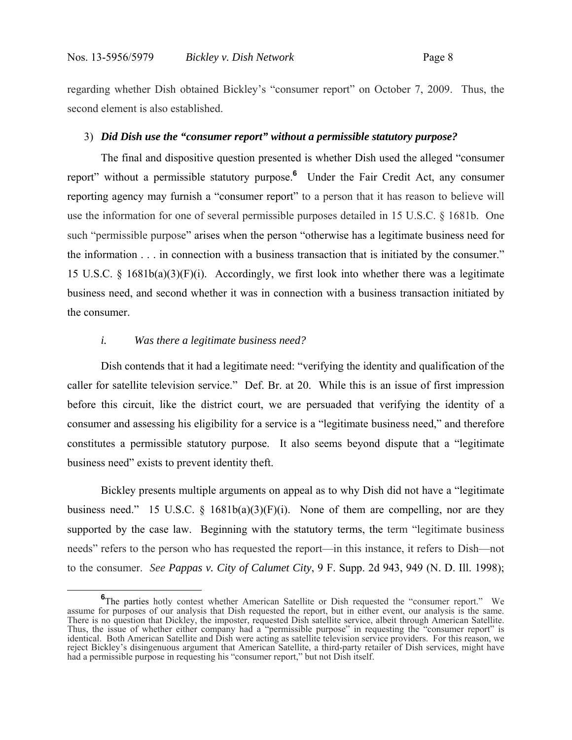regarding whether Dish obtained Bickley's "consumer report" on October 7, 2009. Thus, the second element is also established.

3) ***Did Dish use the "consumer report" without a permissible statutory purpose?***

The final and dispositive question presented is whether Dish used the alleged "consumer report" without a permissible statutory purpose.[6] Under the Fair Credit Act, any consumer reporting agency may furnish a "consumer report" to a person that it has reason to believe will use the information for one of several permissible purposes detailed in 15 U.S.C. § 1681b. One such "permissible purpose" arises when the person "otherwise has a legitimate business need for the information . . . in connection with a business transaction that is initiated by the consumer." 15 U.S.C. § 1681b(a)(3)(F)(i). Accordingly, we first look into whether there was a legitimate business need, and second whether it was in connection with a business transaction initiated by the consumer.

*i. Was there a legitimate business need?*

Dish contends that it had a legitimate need: "verifying the identity and qualification of the caller for satellite television service." Def. Br. at 20. While this is an issue of first impression before this circuit, like the district court, we are persuaded that verifying the identity of a consumer and assessing his eligibility for a service is a "legitimate business need," and therefore constitutes a permissible statutory purpose. It also seems beyond dispute that a "legitimate business need" exists to prevent identity theft.

Bickley presents multiple arguments on appeal as to why Dish did not have a "legitimate business need." 15 U.S.C. § 1681b(a)(3)(F)(i). None of them are compelling, nor are they supported by the case law. Beginning with the statutory terms, the term "legitimate business needs" refers to the person who has requested the report—in this instance, it refers to Dish—not to the consumer. *See Pappas v. City of Calumet City*, 9 F. Supp. 2d 943, 949 (N. D. Ill. 1998);

---

[6] The parties hotly contest whether American Satellite or Dish requested the "consumer report." We assume for purposes of our analysis that Dish requested the report, but in either event, our analysis is the same. There is no question that Dickley, the imposter, requested Dish satellite service, albeit through American Satellite. Thus, the issue of whether either company had a "permissible purpose" in requesting the "consumer report" is identical. Both American Satellite and Dish were acting as satellite television service providers. For this reason, we reject Bickley's disingenuous argument that American Satellite, a third-party retailer of Dish services, might have had a permissible purpose in requesting his "consumer report," but not Dish itself.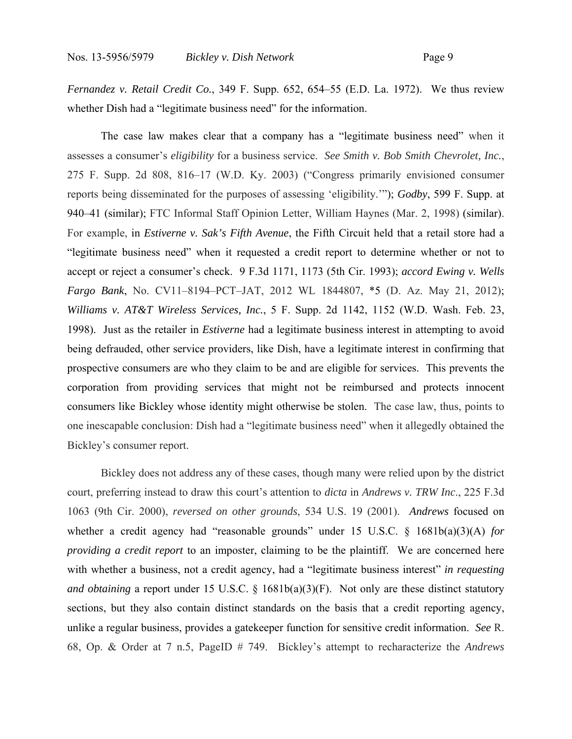*Fernandez v. Retail Credit Co.*, 349 F. Supp. 652, 654–55 (E.D. La. 1972). We thus review whether Dish had a "legitimate business need" for the information.

The case law makes clear that a company has a "legitimate business need" when it assesses a consumer's *eligibility* for a business service. *See Smith v. Bob Smith Chevrolet, Inc.*, 275 F. Supp. 2d 808, 816–17 (W.D. Ky. 2003) ("Congress primarily envisioned consumer reports being disseminated for the purposes of assessing 'eligibility.'"); *Godby*, 599 F. Supp. at 940–41 (similar); FTC Informal Staff Opinion Letter, William Haynes (Mar. 2, 1998) (similar). For example, in *Estiverne v. Sak's Fifth Avenue*, the Fifth Circuit held that a retail store had a "legitimate business need" when it requested a credit report to determine whether or not to accept or reject a consumer's check. 9 F.3d 1171, 1173 (5th Cir. 1993); *accord Ewing v. Wells Fargo Bank*, No. CV11–8194–PCT–JAT, 2012 WL 1844807, *5 (D. Az. May 21, 2012); *Williams v. AT&T Wireless Services, Inc.*, 5 F. Supp. 2d 1142, 1152 (W.D. Wash. Feb. 23, 1998). Just as the retailer in *Estiverne* had a legitimate business interest in attempting to avoid being defrauded, other service providers, like Dish, have a legitimate interest in confirming that prospective consumers are who they claim to be and are eligible for services. This prevents the corporation from providing services that might not be reimbursed and protects innocent consumers like Bickley whose identity might otherwise be stolen. The case law, thus, points to one inescapable conclusion: Dish had a "legitimate business need" when it allegedly obtained the Bickley's consumer report.

Bickley does not address any of these cases, though many were relied upon by the district court, preferring instead to draw this court's attention to *dicta* in *Andrews v. TRW Inc*., 225 F.3d 1063 (9th Cir. 2000), *reversed on other grounds*, 534 U.S. 19 (2001). *Andrews* focused on whether a credit agency had "reasonable grounds" under 15 U.S.C. § 1681b(a)(3)(A) *for providing a credit report* to an imposter, claiming to be the plaintiff. We are concerned here with whether a business, not a credit agency, had a "legitimate business interest" *in requesting and obtaining* a report under 15 U.S.C. § 1681b(a)(3)(F). Not only are these distinct statutory sections, but they also contain distinct standards on the basis that a credit reporting agency, unlike a regular business, provides a gatekeeper function for sensitive credit information. *See* R. 68, Op. & Order at 7 n.5, PageID # 749. Bickley's attempt to recharacterize the *Andrews*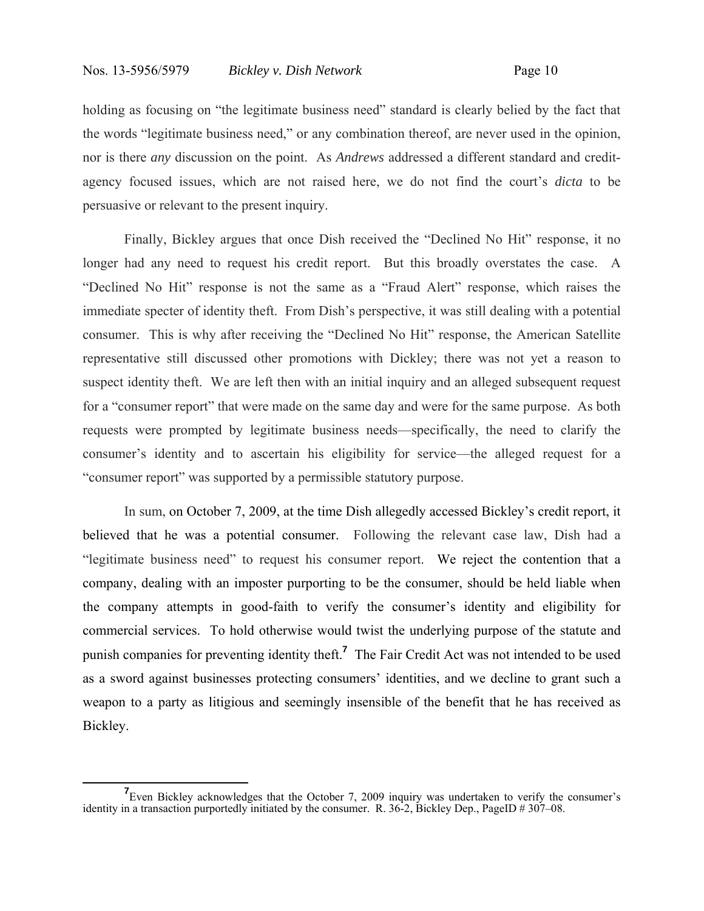holding as focusing on "the legitimate business need" standard is clearly belied by the fact that the words "legitimate business need," or any combination thereof, are never used in the opinion, nor is there *any* discussion on the point. As *Andrews* addressed a different standard and credit-agency focused issues, which are not raised here, we do not find the court's *dicta* to be persuasive or relevant to the present inquiry.

Finally, Bickley argues that once Dish received the "Declined No Hit" response, it no longer had any need to request his credit report. But this broadly overstates the case. A "Declined No Hit" response is not the same as a "Fraud Alert" response, which raises the immediate specter of identity theft. From Dish's perspective, it was still dealing with a potential consumer. This is why after receiving the "Declined No Hit" response, the American Satellite representative still discussed other promotions with Dickley; there was not yet a reason to suspect identity theft. We are left then with an initial inquiry and an alleged subsequent request for a "consumer report" that were made on the same day and were for the same purpose. As both requests were prompted by legitimate business needs—specifically, the need to clarify the consumer's identity and to ascertain his eligibility for service—the alleged request for a "consumer report" was supported by a permissible statutory purpose.

In sum, on October 7, 2009, at the time Dish allegedly accessed Bickley's credit report, it believed that he was a potential consumer. Following the relevant case law, Dish had a "legitimate business need" to request his consumer report. We reject the contention that a company, dealing with an imposter purporting to be the consumer, should be held liable when the company attempts in good-faith to verify the consumer's identity and eligibility for commercial services. To hold otherwise would twist the underlying purpose of the statute and punish companies for preventing identity theft.[7] The Fair Credit Act was not intended to be used as a sword against businesses protecting consumers' identities, and we decline to grant such a weapon to a party as litigious and seemingly insensible of the benefit that he has received as Bickley.

---

[7] Even Bickley acknowledges that the October 7, 2009 inquiry was undertaken to verify the consumer's identity in a transaction purportedly initiated by the consumer. R. 36-2, Bickley Dep., PageID # 307–08.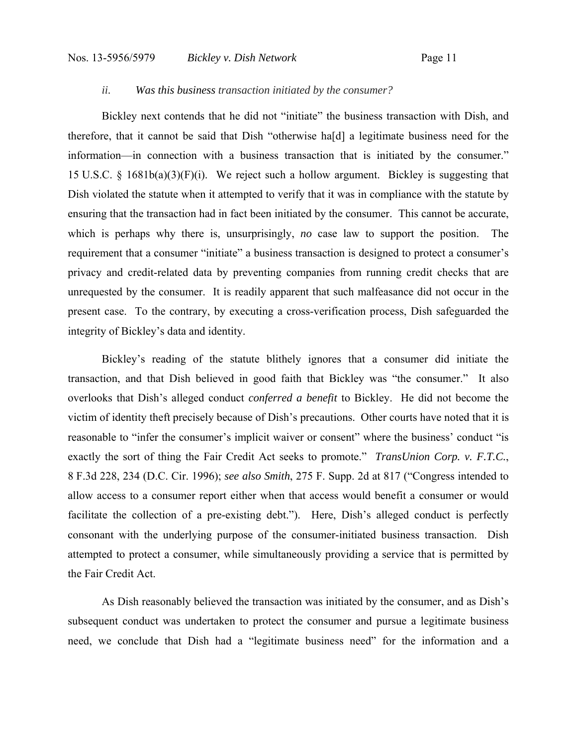*ii. Was this business transaction initiated by the consumer?*

Bickley next contends that he did not "initiate" the business transaction with Dish, and therefore, that it cannot be said that Dish "otherwise ha[d] a legitimate business need for the information—in connection with a business transaction that is initiated by the consumer." 15 U.S.C. § 1681b(a)(3)(F)(i). We reject such a hollow argument. Bickley is suggesting that Dish violated the statute when it attempted to verify that it was in compliance with the statute by ensuring that the transaction had in fact been initiated by the consumer. This cannot be accurate, which is perhaps why there is, unsurprisingly, *no* case law to support the position. The requirement that a consumer "initiate" a business transaction is designed to protect a consumer's privacy and credit-related data by preventing companies from running credit checks that are unrequested by the consumer. It is readily apparent that such malfeasance did not occur in the present case. To the contrary, by executing a cross-verification process, Dish safeguarded the integrity of Bickley's data and identity.

Bickley's reading of the statute blithely ignores that a consumer did initiate the transaction, and that Dish believed in good faith that Bickley was "the consumer." It also overlooks that Dish's alleged conduct *conferred a benefit* to Bickley. He did not become the victim of identity theft precisely because of Dish's precautions. Other courts have noted that it is reasonable to "infer the consumer's implicit waiver or consent" where the business' conduct "is exactly the sort of thing the Fair Credit Act seeks to promote." *TransUnion Corp. v. F.T.C.*, 8 F.3d 228, 234 (D.C. Cir. 1996); *see also Smith*, 275 F. Supp. 2d at 817 ("Congress intended to allow access to a consumer report either when that access would benefit a consumer or would facilitate the collection of a pre-existing debt."). Here, Dish's alleged conduct is perfectly consonant with the underlying purpose of the consumer-initiated business transaction. Dish attempted to protect a consumer, while simultaneously providing a service that is permitted by the Fair Credit Act.

As Dish reasonably believed the transaction was initiated by the consumer, and as Dish's subsequent conduct was undertaken to protect the consumer and pursue a legitimate business need, we conclude that Dish had a "legitimate business need" for the information and a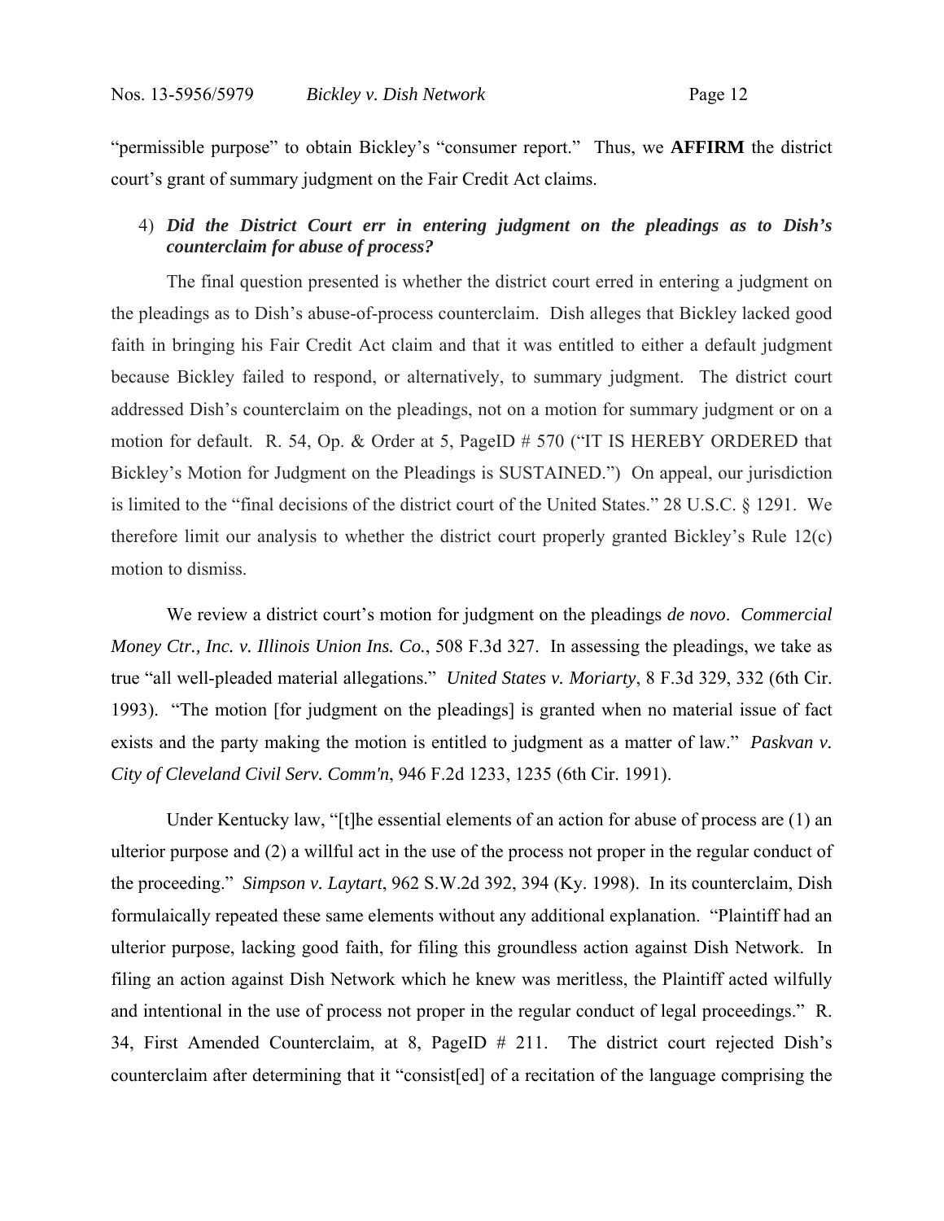"permissible purpose" to obtain Bickley's "consumer report." Thus, we **AFFIRM** the district court's grant of summary judgment on the Fair Credit Act claims.

4) ***Did the District Court err in entering judgment on the pleadings as to Dish's counterclaim for abuse of process?***

The final question presented is whether the district court erred in entering a judgment on the pleadings as to Dish's abuse-of-process counterclaim. Dish alleges that Bickley lacked good faith in bringing his Fair Credit Act claim and that it was entitled to either a default judgment because Bickley failed to respond, or alternatively, to summary judgment. The district court addressed Dish's counterclaim on the pleadings, not on a motion for summary judgment or on a motion for default. R. 54, Op. & Order at 5, PageID # 570 ("IT IS HEREBY ORDERED that Bickley's Motion for Judgment on the Pleadings is SUSTAINED.") On appeal, our jurisdiction is limited to the "final decisions of the district court of the United States." 28 U.S.C. § 1291. We therefore limit our analysis to whether the district court properly granted Bickley's Rule 12(c) motion to dismiss.

We review a district court's motion for judgment on the pleadings *de novo*. *Commercial Money Ctr., Inc. v. Illinois Union Ins. Co.*, 508 F.3d 327. In assessing the pleadings, we take as true "all well-pleaded material allegations." *United States v. Moriarty*, 8 F.3d 329, 332 (6th Cir. 1993). "The motion [for judgment on the pleadings] is granted when no material issue of fact exists and the party making the motion is entitled to judgment as a matter of law." *Paskvan v. City of Cleveland Civil Serv. Comm'n*, 946 F.2d 1233, 1235 (6th Cir. 1991).

Under Kentucky law, "[t]he essential elements of an action for abuse of process are (1) an ulterior purpose and (2) a willful act in the use of the process not proper in the regular conduct of the proceeding." *Simpson v. Laytart*, 962 S.W.2d 392, 394 (Ky. 1998). In its counterclaim, Dish formulaically repeated these same elements without any additional explanation. "Plaintiff had an ulterior purpose, lacking good faith, for filing this groundless action against Dish Network. In filing an action against Dish Network which he knew was meritless, the Plaintiff acted wilfully and intentional in the use of process not proper in the regular conduct of legal proceedings." R. 34, First Amended Counterclaim, at 8, PageID # 211. The district court rejected Dish's counterclaim after determining that it "consist[ed] of a recitation of the language comprising the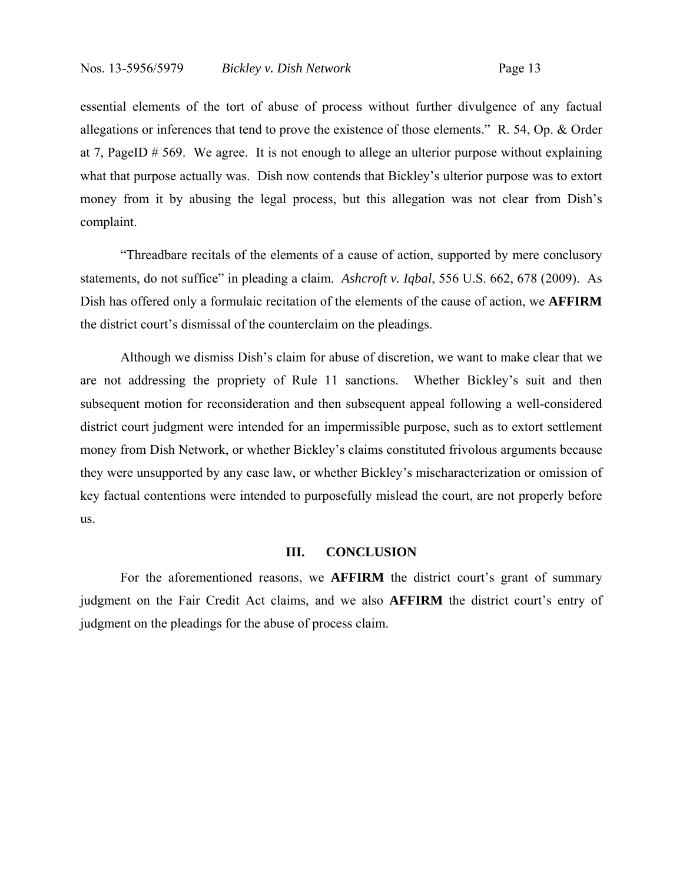essential elements of the tort of abuse of process without further divulgence of any factual allegations or inferences that tend to prove the existence of those elements." R. 54, Op. & Order at 7, PageID # 569. We agree. It is not enough to allege an ulterior purpose without explaining what that purpose actually was. Dish now contends that Bickley's ulterior purpose was to extort money from it by abusing the legal process, but this allegation was not clear from Dish's complaint.

"Threadbare recitals of the elements of a cause of action, supported by mere conclusory statements, do not suffice" in pleading a claim. *Ashcroft v. Iqbal*, 556 U.S. 662, 678 (2009). As Dish has offered only a formulaic recitation of the elements of the cause of action, we **AFFIRM** the district court's dismissal of the counterclaim on the pleadings.

Although we dismiss Dish's claim for abuse of discretion, we want to make clear that we are not addressing the propriety of Rule 11 sanctions. Whether Bickley's suit and then subsequent motion for reconsideration and then subsequent appeal following a well-considered district court judgment were intended for an impermissible purpose, such as to extort settlement money from Dish Network, or whether Bickley's claims constituted frivolous arguments because they were unsupported by any case law, or whether Bickley's mischaracterization or omission of key factual contentions were intended to purposefully mislead the court, are not properly before us.

## III. CONCLUSION

For the aforementioned reasons, we **AFFIRM** the district court's grant of summary judgment on the Fair Credit Act claims, and we also **AFFIRM** the district court's entry of judgment on the pleadings for the abuse of process claim.